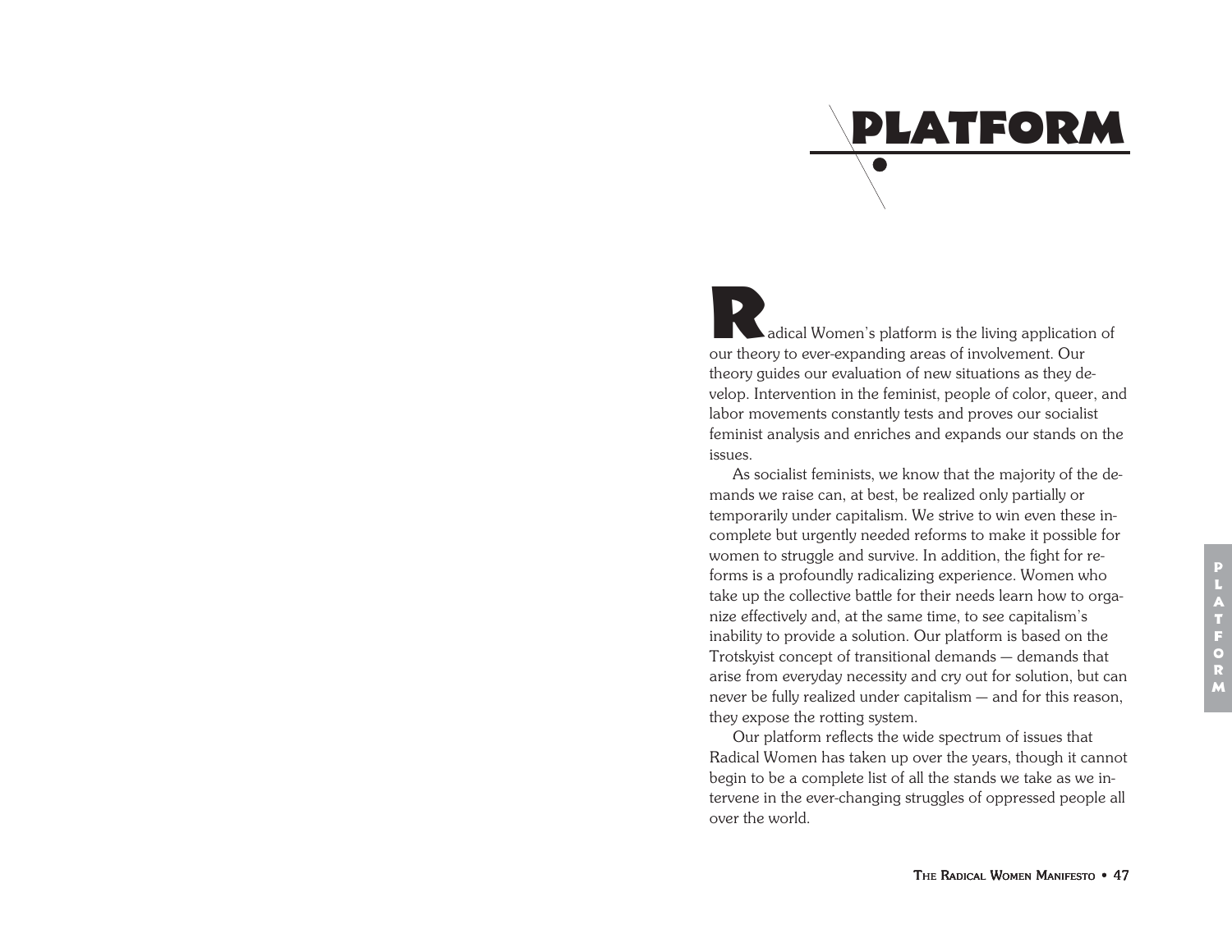# PLATFORM

Radical Women's platform is the living application of our theory to ever-expanding areas of involvement. Our theory guides our evaluation of new situations as they develop. Intervention in the feminist, people of color, queer, and labor movements constantly tests and proves our socialist feminist analysis and enriches and expands our stands on the issues.

As socialist feminists, we know that the majority of the demands we raise can, at best, be realized only partially or temporarily under capitalism. We strive to win even these incomplete but urgently needed reforms to make it possible for women to struggle and survive. In addition, the fight for reforms is a profoundly radicalizing experience. Women who take up the collective battle for their needs learn how to organize effectively and, at the same time, to see capitalism's inability to provide a solution. Our platform is based on the Trotskyist concept of transitional demands — demands that arise from everyday necessity and cry out for solution, but can never be fully realized under capitalism — and for this reason, they expose the rotting system.

Our platform reflects the wide spectrum of issues that Radical Women has taken up over the years, though it cannot begin to be a complete list of all the stands we take as we intervene in the ever-changing struggles of oppressed people all over the world.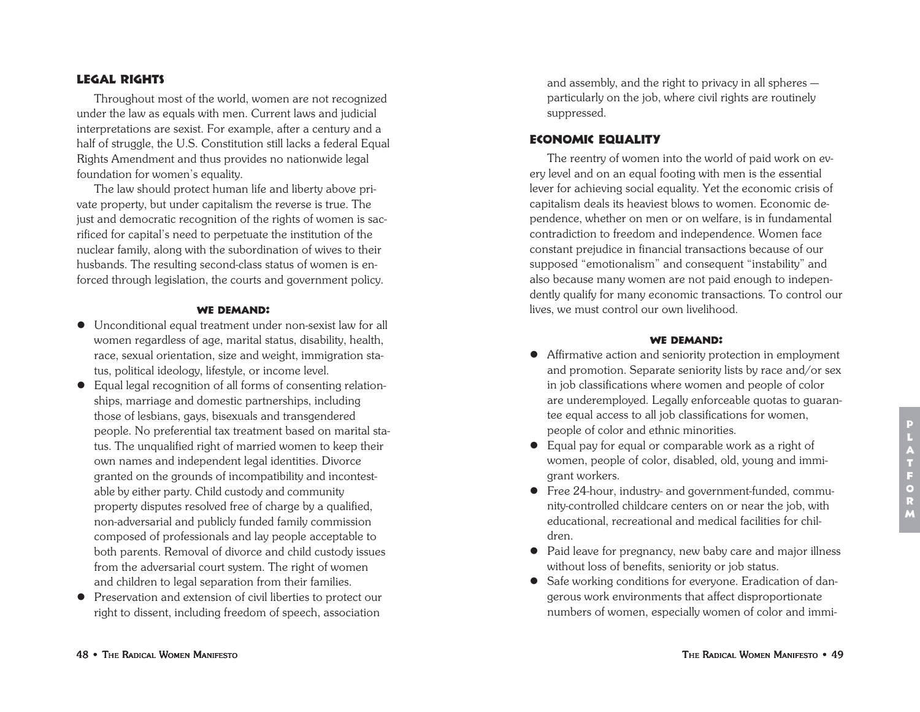## LEGAL RIGHTS

Throughout most of the world, women are not recognized under the law as equals with men. Current laws and judicial interpretations are sexist. For example, after a century and a half of struggle, the U.S. Constitution still lacks a federal Equal Rights Amendment and thus provides no nationwide legal foundation for women's equality.

The law should protect human life and liberty above private property, but under capitalism the reverse is true. The just and democratic recognition of the rights of women is sacrificed for capital's need to perpetuate the institution of the nuclear family, along with the subordination of wives to their husbands. The resulting second-class status of women is enforced through legislation, the courts and government policy.

**WE DEMAND:**

- Unconditional equal treatment under non-sexist law for all women regardless of age, marital status, disability, health, race, sexual orientation, size and weight, immigration status, political ideology, lifestyle, or income level.
- Equal legal recognition of all forms of consenting relationships, marriage and domestic partnerships, including those of lesbians, gays, bisexuals and transgendered people. No preferential tax treatment based on marital status. The unqualified right of married women to keep their own names and independent legal identities. Divorce granted on the grounds of incompatibility and incontestable by either party. Child custody and community property disputes resolved free of charge by a qualified, non-adversarial and publicly funded family commission composed of professionals and lay people acceptable to both parents. Removal of divorce and child custody issues from the adversarial court system. The right of women and children to legal separation from their families.
- Preservation and extension of civil liberties to protect our right to dissent, including freedom of speech, association and assembly, and the right to privacy in all spheres — particularly on the job, where civil rights are routinely suppressed.

## ECONOMIC EQUALITY

The reentry of women into the world of paid work on every level and on an equal footing with men is the essential lever for achieving social equality. Yet the economic crisis of capitalism deals its heaviest blows to women. Economic dependence, whether on men or on welfare, is in fundamental contradiction to freedom and independence. Women face constant prejudice in financial transactions because of our supposed "emotionalism" and consequent "instability" and also because many women are not paid enough to independently qualify for many economic transactions. To control our lives, we must control our own livelihood.

**WE DEMAND:**

- Affirmative action and seniority protection in employment and promotion. Separate seniority lists by race and/or sex in job classifications where women and people of color are underemployed. Legally enforceable quotas to guarantee equal access to all job classifications for women, people of color and ethnic minorities.
- Equal pay for equal or comparable work as a right of women, people of color, disabled, old, young and immigrant workers.
- Free 24-hour, industry- and government-funded, community-controlled childcare centers on or near the job, with educational, recreational and medical facilities for children.
- Paid leave for pregnancy, new baby care and major illness without loss of benefits, seniority or job status.
- Safe working conditions for everyone. Eradication of dangerous work environments that affect disproportionate numbers of women, especially women of color and immi-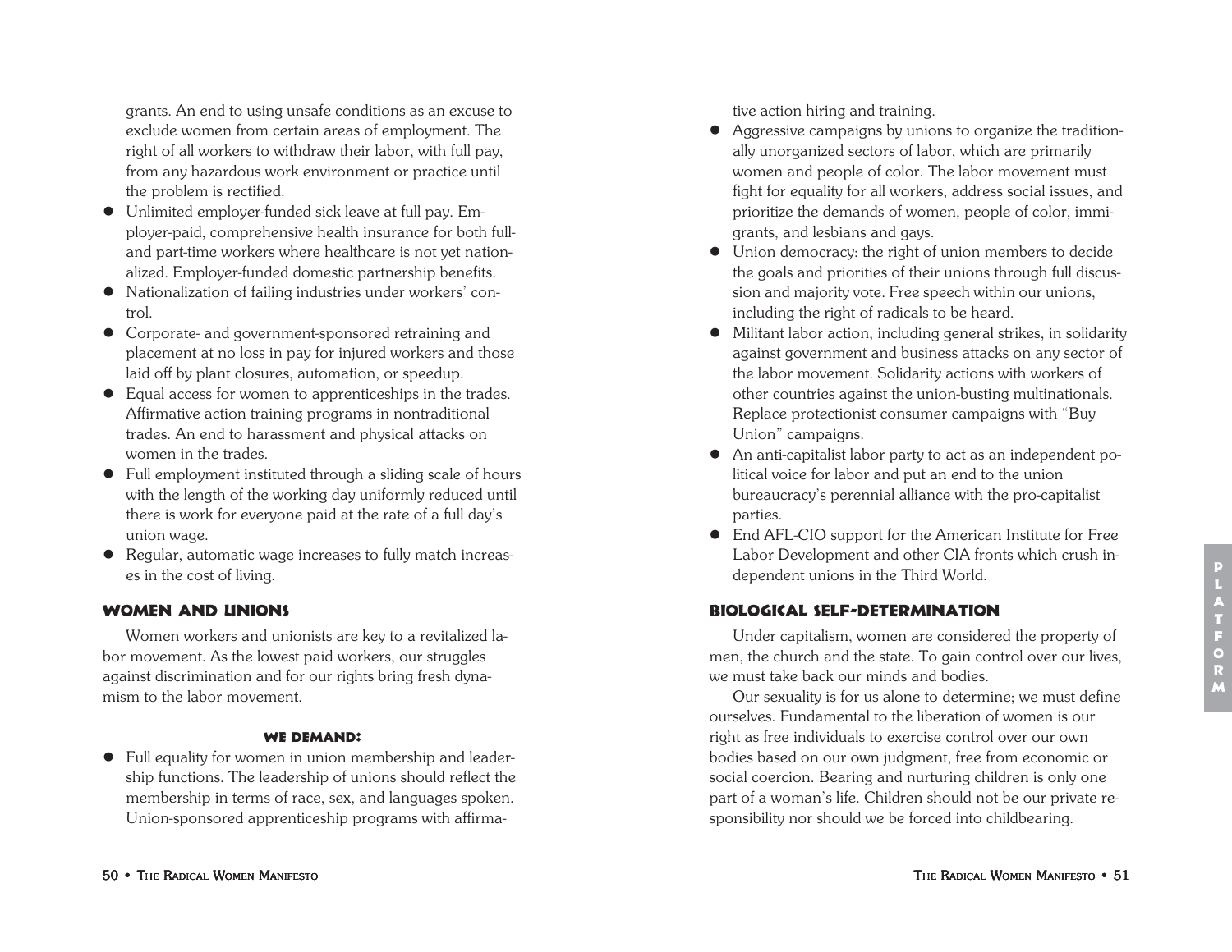grants. An end to using unsafe conditions as an excuse to exclude women from certain areas of employment. The right of all workers to withdraw their labor, with full pay, from any hazardous work environment or practice until the problem is rectified.

- Unlimited employer-funded sick leave at full pay. Employer-paid, comprehensive health insurance for both full- and part-time workers where healthcare is not yet nationalized. Employer-funded domestic partnership benefits.
- Nationalization of failing industries under workers' control.
- Corporate- and government-sponsored retraining and placement at no loss in pay for injured workers and those laid off by plant closures, automation, or speedup.
- Equal access for women to apprenticeships in the trades. Affirmative action training programs in nontraditional trades. An end to harassment and physical attacks on women in the trades.
- Full employment instituted through a sliding scale of hours with the length of the working day uniformly reduced until there is work for everyone paid at the rate of a full day's union wage.
- Regular, automatic wage increases to fully match increases in the cost of living.

## WOMEN AND UNIONS

Women workers and unionists are key to a revitalized labor movement. As the lowest paid workers, our struggles against discrimination and for our rights bring fresh dynamism to the labor movement.

#### WE DEMAND:

- Full equality for women in union membership and leadership functions. The leadership of unions should reflect the membership in terms of race, sex, and languages spoken. Union-sponsored apprenticeship programs with affirmative action hiring and training.
- Aggressive campaigns by unions to organize the traditionally unorganized sectors of labor, which are primarily women and people of color. The labor movement must fight for equality for all workers, address social issues, and prioritize the demands of women, people of color, immigrants, and lesbians and gays.
- Union democracy: the right of union members to decide the goals and priorities of their unions through full discussion and majority vote. Free speech within our unions, including the right of radicals to be heard.
- Militant labor action, including general strikes, in solidarity against government and business attacks on any sector of the labor movement. Solidarity actions with workers of other countries against the union-busting multinationals. Replace protectionist consumer campaigns with "Buy Union" campaigns.
- An anti-capitalist labor party to act as an independent political voice for labor and put an end to the union bureaucracy's perennial alliance with the pro-capitalist parties.
- End AFL-CIO support for the American Institute for Free Labor Development and other CIA fronts which crush independent unions in the Third World.

## BIOLOGICAL SELF-DETERMINATION

Under capitalism, women are considered the property of men, the church and the state. To gain control over our lives, we must take back our minds and bodies.

Our sexuality is for us alone to determine; we must define ourselves. Fundamental to the liberation of women is our right as free individuals to exercise control over our own bodies based on our own judgment, free from economic or social coercion. Bearing and nurturing children is only one part of a woman's life. Children should not be our private responsibility nor should we be forced into childbearing.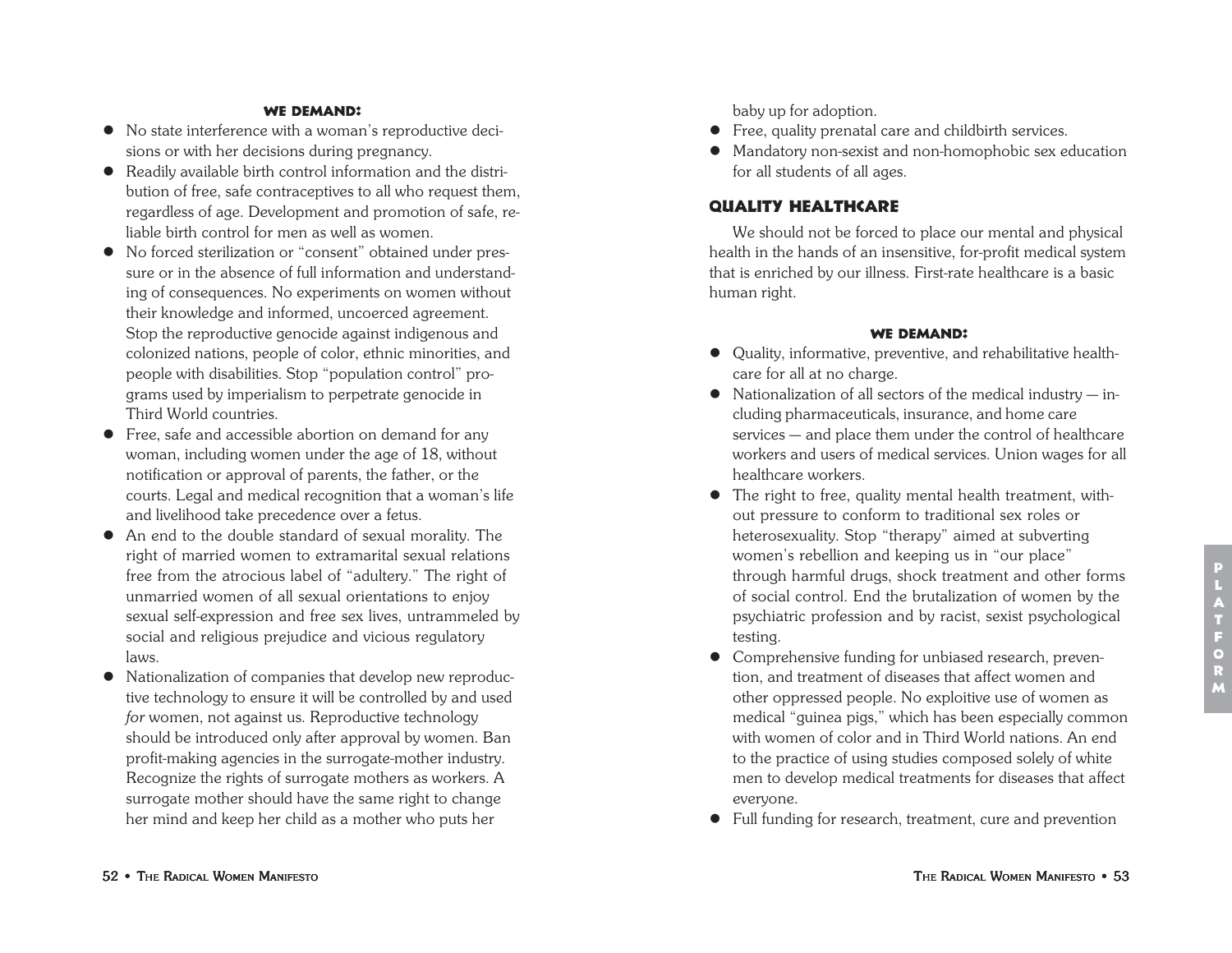**WE DEMAND:**

- No state interference with a woman's reproductive decisions or with her decisions during pregnancy.
- Readily available birth control information and the distribution of free, safe contraceptives to all who request them, regardless of age. Development and promotion of safe, reliable birth control for men as well as women.
- No forced sterilization or "consent" obtained under pressure or in the absence of full information and understanding of consequences. No experiments on women without their knowledge and informed, uncoerced agreement. Stop the reproductive genocide against indigenous and colonized nations, people of color, ethnic minorities, and people with disabilities. Stop "population control" programs used by imperialism to perpetrate genocide in Third World countries.
- Free, safe and accessible abortion on demand for any woman, including women under the age of 18, without notification or approval of parents, the father, or the courts. Legal and medical recognition that a woman's life and livelihood take precedence over a fetus.
- An end to the double standard of sexual morality. The right of married women to extramarital sexual relations free from the atrocious label of "adultery." The right of unmarried women of all sexual orientations to enjoy sexual self-expression and free sex lives, untrammeled by social and religious prejudice and vicious regulatory laws.
- Nationalization of companies that develop new reproductive technology to ensure it will be controlled by and used *for* women, not against us. Reproductive technology should be introduced only after approval by women. Ban profit-making agencies in the surrogate-mother industry. Recognize the rights of surrogate mothers as workers. A surrogate mother should have the same right to change her mind and keep her child as a mother who puts her baby up for adoption.
- Free, quality prenatal care and childbirth services.
- Mandatory non-sexist and non-homophobic sex education for all students of all ages.

## QUALITY HEALTHCARE

We should not be forced to place our mental and physical health in the hands of an insensitive, for-profit medical system that is enriched by our illness. First-rate healthcare is a basic human right.

**WE DEMAND:**

- Quality, informative, preventive, and rehabilitative healthcare for all at no charge.
- Nationalization of all sectors of the medical industry — including pharmaceuticals, insurance, and home care services — and place them under the control of healthcare workers and users of medical services. Union wages for all healthcare workers.
- The right to free, quality mental health treatment, without pressure to conform to traditional sex roles or heterosexuality. Stop "therapy" aimed at subverting women's rebellion and keeping us in "our place" through harmful drugs, shock treatment and other forms of social control. End the brutalization of women by the psychiatric profession and by racist, sexist psychological testing.
- Comprehensive funding for unbiased research, prevention, and treatment of diseases that affect women and other oppressed people. No exploitive use of women as medical "guinea pigs," which has been especially common with women of color and in Third World nations. An end to the practice of using studies composed solely of white men to develop medical treatments for diseases that affect everyone.
- Full funding for research, treatment, cure and prevention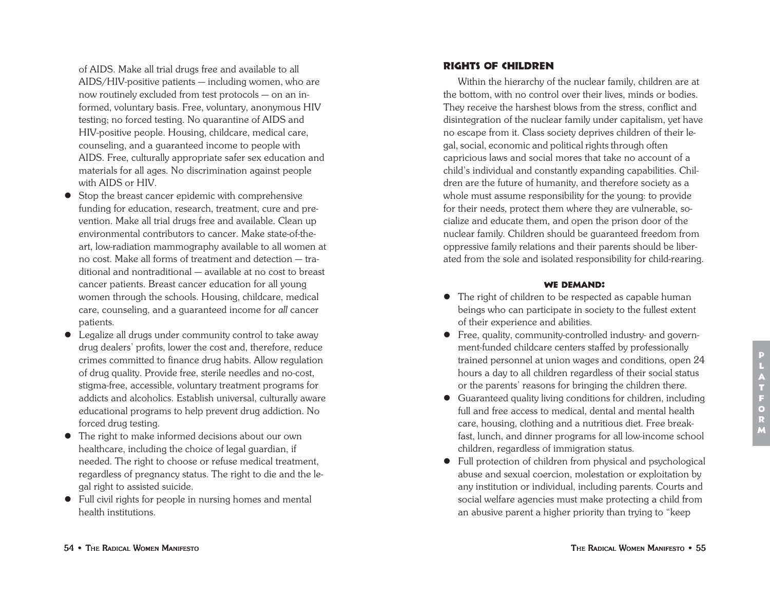of AIDS. Make all trial drugs free and available to all AIDS/HIV-positive patients — including women, who are now routinely excluded from test protocols — on an informed, voluntary basis. Free, voluntary, anonymous HIV testing; no forced testing. No quarantine of AIDS and HIV-positive people. Housing, childcare, medical care, counseling, and a guaranteed income to people with AIDS. Free, culturally appropriate safer sex education and materials for all ages. No discrimination against people with AIDS or HIV.

- Stop the breast cancer epidemic with comprehensive funding for education, research, treatment, cure and prevention. Make all trial drugs free and available. Clean up environmental contributors to cancer. Make state-of-the-art, low-radiation mammography available to all women at no cost. Make all forms of treatment and detection — traditional and nontraditional — available at no cost to breast cancer patients. Breast cancer education for all young women through the schools. Housing, childcare, medical care, counseling, and a guaranteed income for *all* cancer patients.
- Legalize all drugs under community control to take away drug dealers' profits, lower the cost and, therefore, reduce crimes committed to finance drug habits. Allow regulation of drug quality. Provide free, sterile needles and no-cost, stigma-free, accessible, voluntary treatment programs for addicts and alcoholics. Establish universal, culturally aware educational programs to help prevent drug addiction. No forced drug testing.
- The right to make informed decisions about our own healthcare, including the choice of legal guardian, if needed. The right to choose or refuse medical treatment, regardless of pregnancy status. The right to die and the legal right to assisted suicide.
- Full civil rights for people in nursing homes and mental health institutions.

## RIGHTS OF CHILDREN

Within the hierarchy of the nuclear family, children are at the bottom, with no control over their lives, minds or bodies. They receive the harshest blows from the stress, conflict and disintegration of the nuclear family under capitalism, yet have no escape from it. Class society deprives children of their legal, social, economic and political rights through often capricious laws and social mores that take no account of a child's individual and constantly expanding capabilities. Children are the future of humanity, and therefore society as a whole must assume responsibility for the young: to provide for their needs, protect them where they are vulnerable, socialize and educate them, and open the prison door of the nuclear family. Children should be guaranteed freedom from oppressive family relations and their parents should be liberated from the sole and isolated responsibility for child-rearing.

### WE DEMAND:

- The right of children to be respected as capable human beings who can participate in society to the fullest extent of their experience and abilities.
- Free, quality, community-controlled industry- and government-funded childcare centers staffed by professionally trained personnel at union wages and conditions, open 24 hours a day to all children regardless of their social status or the parents' reasons for bringing the children there.
- Guaranteed quality living conditions for children, including full and free access to medical, dental and mental health care, housing, clothing and a nutritious diet. Free breakfast, lunch, and dinner programs for all low-income school children, regardless of immigration status.
- Full protection of children from physical and psychological abuse and sexual coercion, molestation or exploitation by any institution or individual, including parents. Courts and social welfare agencies must make protecting a child from an abusive parent a higher priority than trying to "keep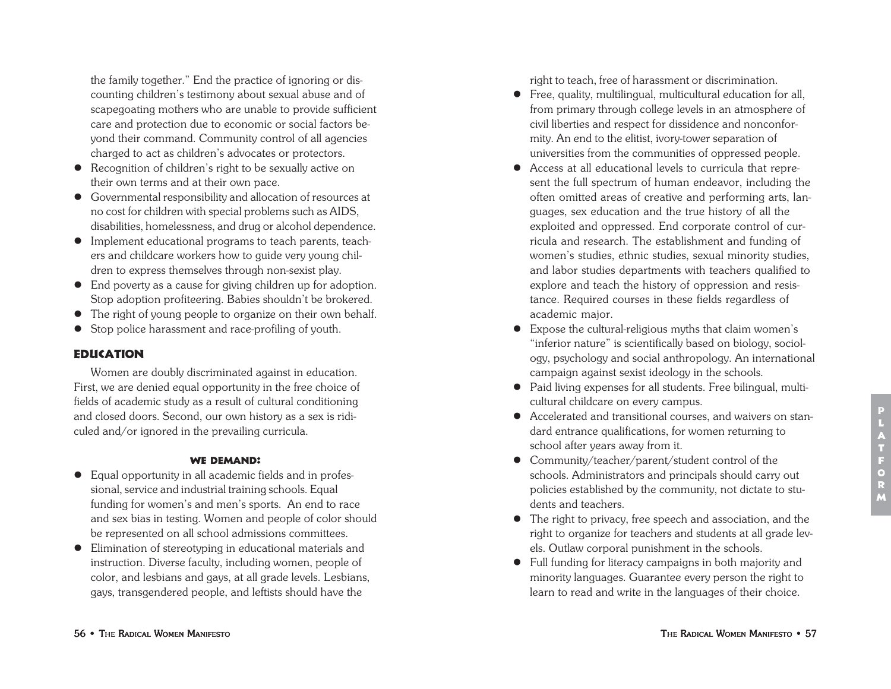the family together." End the practice of ignoring or discounting children's testimony about sexual abuse and of scapegoating mothers who are unable to provide sufficient care and protection due to economic or social factors beyond their command. Community control of all agencies charged to act as children's advocates or protectors.

- Recognition of children's right to be sexually active on their own terms and at their own pace.
- Governmental responsibility and allocation of resources at no cost for children with special problems such as AIDS, disabilities, homelessness, and drug or alcohol dependence.
- Implement educational programs to teach parents, teachers and childcare workers how to guide very young children to express themselves through non-sexist play.
- End poverty as a cause for giving children up for adoption. Stop adoption profiteering. Babies shouldn't be brokered.
- The right of young people to organize on their own behalf.
- Stop police harassment and race-profiling of youth.

## EDUCATION

Women are doubly discriminated against in education. First, we are denied equal opportunity in the free choice of fields of academic study as a result of cultural conditioning and closed doors. Second, our own history as a sex is ridiculed and/or ignored in the prevailing curricula.

**WE DEMAND:**

- Equal opportunity in all academic fields and in professional, service and industrial training schools. Equal funding for women's and men's sports. An end to race and sex bias in testing. Women and people of color should be represented on all school admissions committees.
- Elimination of stereotyping in educational materials and instruction. Diverse faculty, including women, people of color, and lesbians and gays, at all grade levels. Lesbians, gays, transgendered people, and leftists should have the right to teach, free of harassment or discrimination.
- Free, quality, multilingual, multicultural education for all, from primary through college levels in an atmosphere of civil liberties and respect for dissidence and nonconformity. An end to the elitist, ivory-tower separation of universities from the communities of oppressed people.
- Access at all educational levels to curricula that represent the full spectrum of human endeavor, including the often omitted areas of creative and performing arts, languages, sex education and the true history of all the exploited and oppressed. End corporate control of curricula and research. The establishment and funding of women's studies, ethnic studies, sexual minority studies, and labor studies departments with teachers qualified to explore and teach the history of oppression and resistance. Required courses in these fields regardless of academic major.
- Expose the cultural-religious myths that claim women's "inferior nature" is scientifically based on biology, sociology, psychology and social anthropology. An international campaign against sexist ideology in the schools.
- Paid living expenses for all students. Free bilingual, multicultural childcare on every campus.
- Accelerated and transitional courses, and waivers on standard entrance qualifications, for women returning to school after years away from it.
- Community/teacher/parent/student control of the schools. Administrators and principals should carry out policies established by the community, not dictate to students and teachers.
- The right to privacy, free speech and association, and the right to organize for teachers and students at all grade levels. Outlaw corporal punishment in the schools.
- Full funding for literacy campaigns in both majority and minority languages. Guarantee every person the right to learn to read and write in the languages of their choice.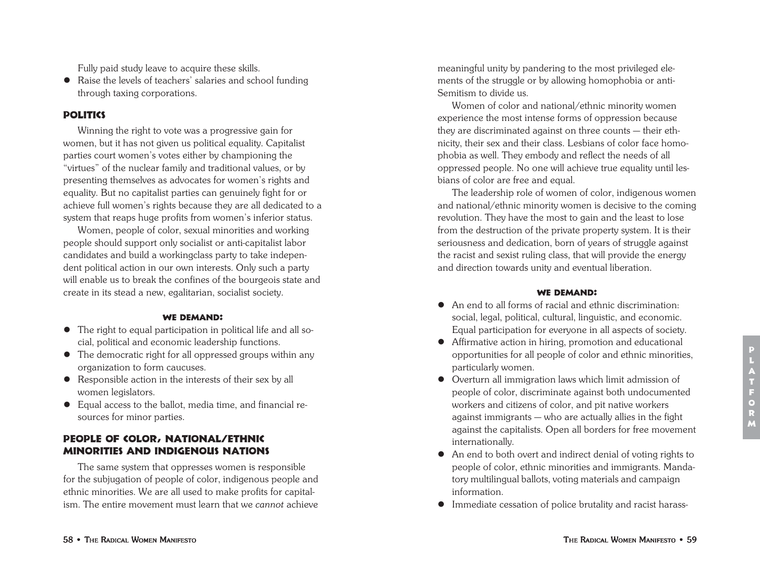Fully paid study leave to acquire these skills.

- Raise the levels of teachers' salaries and school funding through taxing corporations.

## POLITICS

Winning the right to vote was a progressive gain for women, but it has not given us political equality. Capitalist parties court women's votes either by championing the "virtues" of the nuclear family and traditional values, or by presenting themselves as advocates for women's rights and equality. But no capitalist parties can genuinely fight for or achieve full women's rights because they are all dedicated to a system that reaps huge profits from women's inferior status.

Women, people of color, sexual minorities and working people should support only socialist or anti-capitalist labor candidates and build a workingclass party to take independent political action in our own interests. Only such a party will enable us to break the confines of the bourgeois state and create in its stead a new, egalitarian, socialist society.

**WE DEMAND:**

- The right to equal participation in political life and all social, political and economic leadership functions.
- The democratic right for all oppressed groups within any organization to form caucuses.
- Responsible action in the interests of their sex by all women legislators.
- Equal access to the ballot, media time, and financial resources for minor parties.

## PEOPLE OF COLOR, NATIONAL/ETHNIC MINORITIES AND INDIGENOUS NATIONS

The same system that oppresses women is responsible for the subjugation of people of color, indigenous people and ethnic minorities. We are all used to make profits for capitalism. The entire movement must learn that we *cannot* achieve meaningful unity by pandering to the most privileged elements of the struggle or by allowing homophobia or anti-Semitism to divide us.

Women of color and national/ethnic minority women experience the most intense forms of oppression because they are discriminated against on three counts — their ethnicity, their sex and their class. Lesbians of color face homophobia as well. They embody and reflect the needs of all oppressed people. No one will achieve true equality until lesbians of color are free and equal.

The leadership role of women of color, indigenous women and national/ethnic minority women is decisive to the coming revolution. They have the most to gain and the least to lose from the destruction of the private property system. It is their seriousness and dedication, born of years of struggle against the racist and sexist ruling class, that will provide the energy and direction towards unity and eventual liberation.

**WE DEMAND:**

- An end to all forms of racial and ethnic discrimination: social, legal, political, cultural, linguistic, and economic. Equal participation for everyone in all aspects of society.
- Affirmative action in hiring, promotion and educational opportunities for all people of color and ethnic minorities, particularly women.
- Overturn all immigration laws which limit admission of people of color, discriminate against both undocumented workers and citizens of color, and pit native workers against immigrants — who are actually allies in the fight against the capitalists. Open all borders for free movement internationally.
- An end to both overt and indirect denial of voting rights to people of color, ethnic minorities and immigrants. Mandatory multilingual ballots, voting materials and campaign information.
- Immediate cessation of police brutality and racist harass-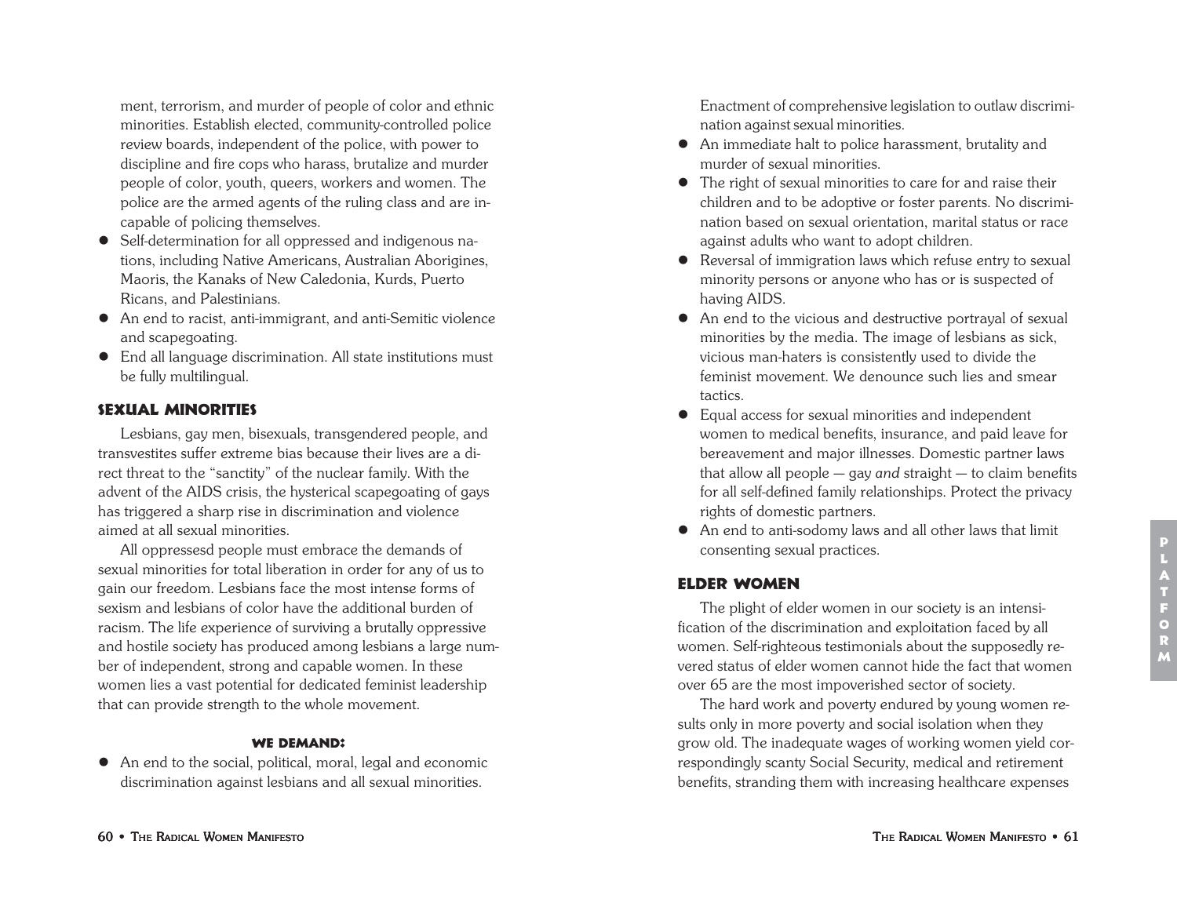ment, terrorism, and murder of people of color and ethnic minorities. Establish elected, community-controlled police review boards, independent of the police, with power to discipline and fire cops who harass, brutalize and murder people of color, youth, queers, workers and women. The police are the armed agents of the ruling class and are incapable of policing themselves.

- Self-determination for all oppressed and indigenous nations, including Native Americans, Australian Aborigines, Maoris, the Kanaks of New Caledonia, Kurds, Puerto Ricans, and Palestinians.
- An end to racist, anti-immigrant, and anti-Semitic violence and scapegoating.
- End all language discrimination. All state institutions must be fully multilingual.

## SEXUAL MINORITIES

Lesbians, gay men, bisexuals, transgendered people, and transvestites suffer extreme bias because their lives are a direct threat to the "sanctity" of the nuclear family. With the advent of the AIDS crisis, the hysterical scapegoating of gays has triggered a sharp rise in discrimination and violence aimed at all sexual minorities.

All oppressesd people must embrace the demands of sexual minorities for total liberation in order for any of us to gain our freedom. Lesbians face the most intense forms of sexism and lesbians of color have the additional burden of racism. The life experience of surviving a brutally oppressive and hostile society has produced among lesbians a large number of independent, strong and capable women. In these women lies a vast potential for dedicated feminist leadership that can provide strength to the whole movement.

**WE DEMAND:**

- An end to the social, political, moral, legal and economic discrimination against lesbians and all sexual minorities. Enactment of comprehensive legislation to outlaw discrimination against sexual minorities.
- An immediate halt to police harassment, brutality and murder of sexual minorities.
- The right of sexual minorities to care for and raise their children and to be adoptive or foster parents. No discrimination based on sexual orientation, marital status or race against adults who want to adopt children.
- Reversal of immigration laws which refuse entry to sexual minority persons or anyone who has or is suspected of having AIDS.
- An end to the vicious and destructive portrayal of sexual minorities by the media. The image of lesbians as sick, vicious man-haters is consistently used to divide the feminist movement. We denounce such lies and smear tactics.
- Equal access for sexual minorities and independent women to medical benefits, insurance, and paid leave for bereavement and major illnesses. Domestic partner laws that allow all people — gay *and* straight — to claim benefits for all self-defined family relationships. Protect the privacy rights of domestic partners.
- An end to anti-sodomy laws and all other laws that limit consenting sexual practices.

## ELDER WOMEN

The plight of elder women in our society is an intensification of the discrimination and exploitation faced by all women. Self-righteous testimonials about the supposedly revered status of elder women cannot hide the fact that women over 65 are the most impoverished sector of society.

The hard work and poverty endured by young women results only in more poverty and social isolation when they grow old. The inadequate wages of working women yield correspondingly scanty Social Security, medical and retirement benefits, stranding them with increasing healthcare expenses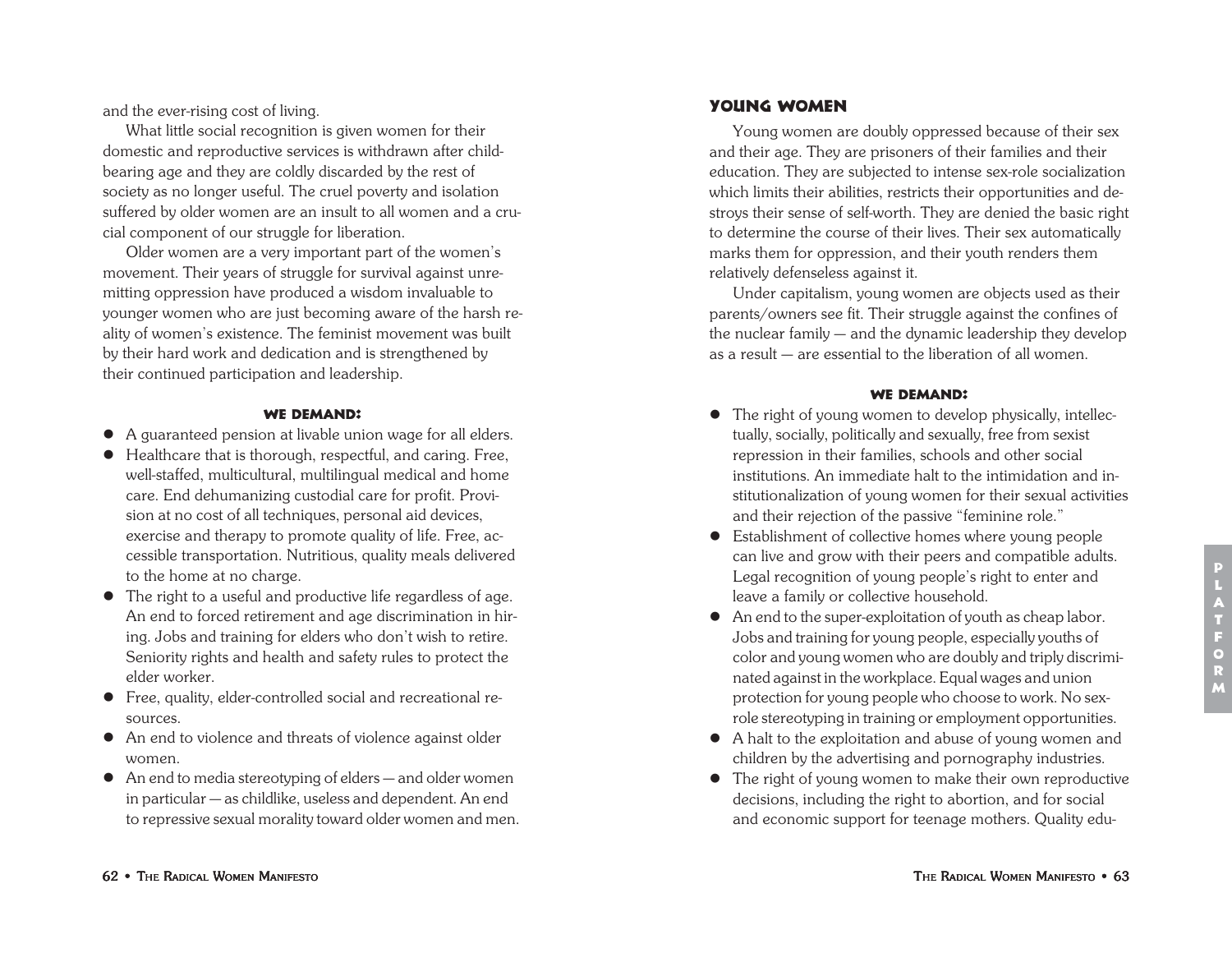and the ever-rising cost of living.

What little social recognition is given women for their domestic and reproductive services is withdrawn after childbearing age and they are coldly discarded by the rest of society as no longer useful. The cruel poverty and isolation suffered by older women are an insult to all women and a crucial component of our struggle for liberation.

Older women are a very important part of the women's movement. Their years of struggle for survival against unremitting oppression have produced a wisdom invaluable to younger women who are just becoming aware of the harsh reality of women's existence. The feminist movement was built by their hard work and dedication and is strengthened by their continued participation and leadership.

**WE DEMAND:**

- A guaranteed pension at livable union wage for all elders.
- Healthcare that is thorough, respectful, and caring. Free, well-staffed, multicultural, multilingual medical and home care. End dehumanizing custodial care for profit. Provision at no cost of all techniques, personal aid devices, exercise and therapy to promote quality of life. Free, accessible transportation. Nutritious, quality meals delivered to the home at no charge.
- The right to a useful and productive life regardless of age. An end to forced retirement and age discrimination in hiring. Jobs and training for elders who don't wish to retire. Seniority rights and health and safety rules to protect the elder worker.
- Free, quality, elder-controlled social and recreational resources.
- An end to violence and threats of violence against older women.
- An end to media stereotyping of elders — and older women in particular — as childlike, useless and dependent. An end to repressive sexual morality toward older women and men.

## YOUNG WOMEN

Young women are doubly oppressed because of their sex and their age. They are prisoners of their families and their education. They are subjected to intense sex-role socialization which limits their abilities, restricts their opportunities and destroys their sense of self-worth. They are denied the basic right to determine the course of their lives. Their sex automatically marks them for oppression, and their youth renders them relatively defenseless against it.

Under capitalism, young women are objects used as their parents/owners see fit. Their struggle against the confines of the nuclear family — and the dynamic leadership they develop as a result — are essential to the liberation of all women.

**WE DEMAND:**

- The right of young women to develop physically, intellectually, socially, politically and sexually, free from sexist repression in their families, schools and other social institutions. An immediate halt to the intimidation and institutionalization of young women for their sexual activities and their rejection of the passive "feminine role."
- Establishment of collective homes where young people can live and grow with their peers and compatible adults. Legal recognition of young people's right to enter and leave a family or collective household.
- An end to the super-exploitation of youth as cheap labor. Jobs and training for young people, especially youths of color and young women who are doubly and triply discriminated against in the workplace. Equal wages and union protection for young people who choose to work. No sex-role stereotyping in training or employment opportunities.
- A halt to the exploitation and abuse of young women and children by the advertising and pornography industries.
- The right of young women to make their own reproductive decisions, including the right to abortion, and for social and economic support for teenage mothers. Quality edu-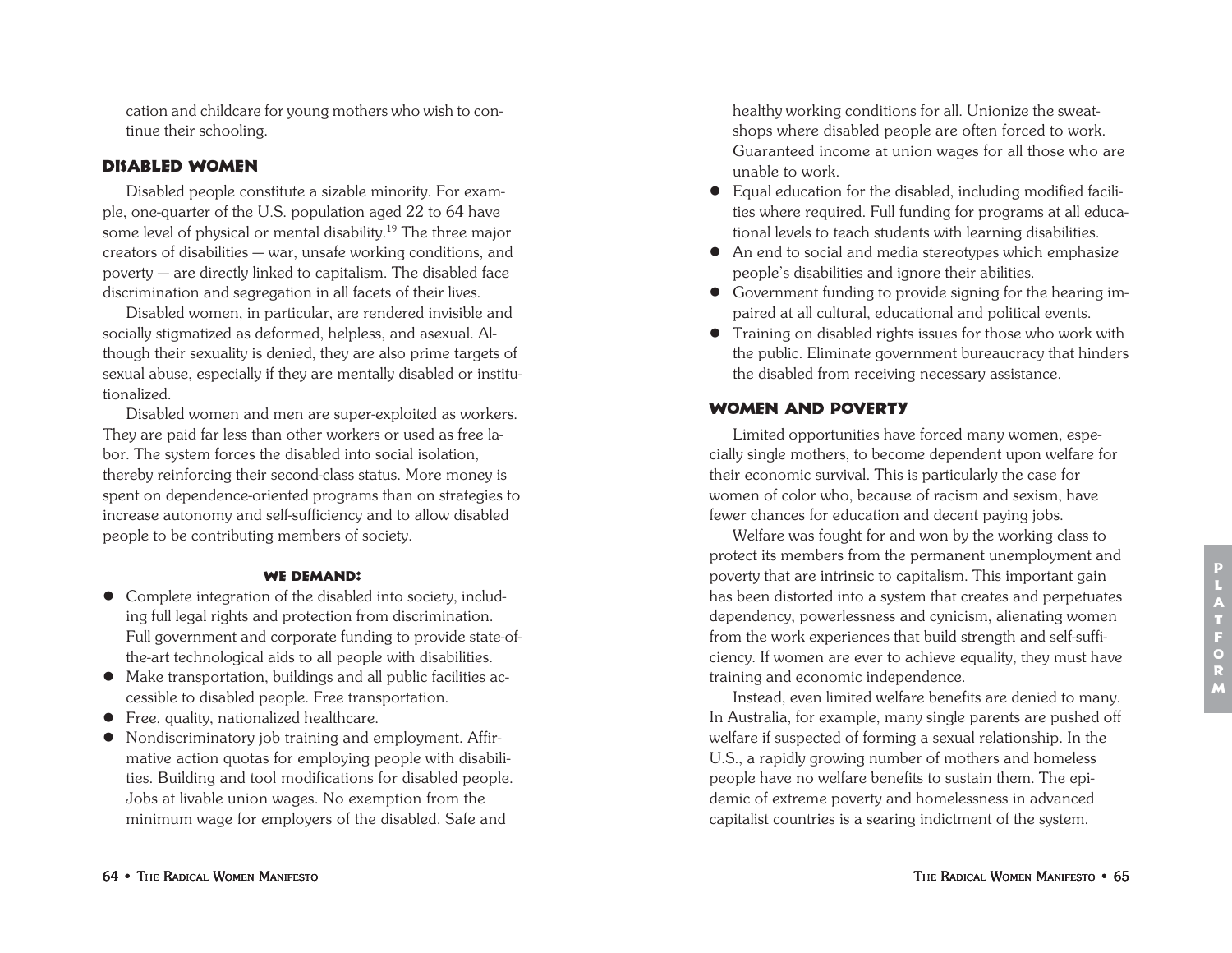cation and childcare for young mothers who wish to continue their schooling.

## DISABLED WOMEN

Disabled people constitute a sizable minority. For example, one-quarter of the U.S. population aged 22 to 64 have some level of physical or mental disability.[19] The three major creators of disabilities — war, unsafe working conditions, and poverty — are directly linked to capitalism. The disabled face discrimination and segregation in all facets of their lives.

Disabled women, in particular, are rendered invisible and socially stigmatized as deformed, helpless, and asexual. Although their sexuality is denied, they are also prime targets of sexual abuse, especially if they are mentally disabled or institutionalized.

Disabled women and men are super-exploited as workers. They are paid far less than other workers or used as free labor. The system forces the disabled into social isolation, thereby reinforcing their second-class status. More money is spent on dependence-oriented programs than on strategies to increase autonomy and self-sufficiency and to allow disabled people to be contributing members of society.

**WE DEMAND:**

- Complete integration of the disabled into society, including full legal rights and protection from discrimination. Full government and corporate funding to provide state-of-the-art technological aids to all people with disabilities.
- Make transportation, buildings and all public facilities accessible to disabled people. Free transportation.
- Free, quality, nationalized healthcare.
- Nondiscriminatory job training and employment. Affirmative action quotas for employing people with disabilities. Building and tool modifications for disabled people. Jobs at livable union wages. No exemption from the minimum wage for employers of the disabled. Safe and healthy working conditions for all. Unionize the sweatshops where disabled people are often forced to work. Guaranteed income at union wages for all those who are unable to work.
- Equal education for the disabled, including modified facilities where required. Full funding for programs at all educational levels to teach students with learning disabilities.
- An end to social and media stereotypes which emphasize people's disabilities and ignore their abilities.
- Government funding to provide signing for the hearing impaired at all cultural, educational and political events.
- Training on disabled rights issues for those who work with the public. Eliminate government bureaucracy that hinders the disabled from receiving necessary assistance.

## WOMEN AND POVERTY

Limited opportunities have forced many women, especially single mothers, to become dependent upon welfare for their economic survival. This is particularly the case for women of color who, because of racism and sexism, have fewer chances for education and decent paying jobs.

Welfare was fought for and won by the working class to protect its members from the permanent unemployment and poverty that are intrinsic to capitalism. This important gain has been distorted into a system that creates and perpetuates dependency, powerlessness and cynicism, alienating women from the work experiences that build strength and self-sufficiency. If women are ever to achieve equality, they must have training and economic independence.

Instead, even limited welfare benefits are denied to many. In Australia, for example, many single parents are pushed off welfare if suspected of forming a sexual relationship. In the U.S., a rapidly growing number of mothers and homeless people have no welfare benefits to sustain them. The epidemic of extreme poverty and homelessness in advanced capitalist countries is a searing indictment of the system.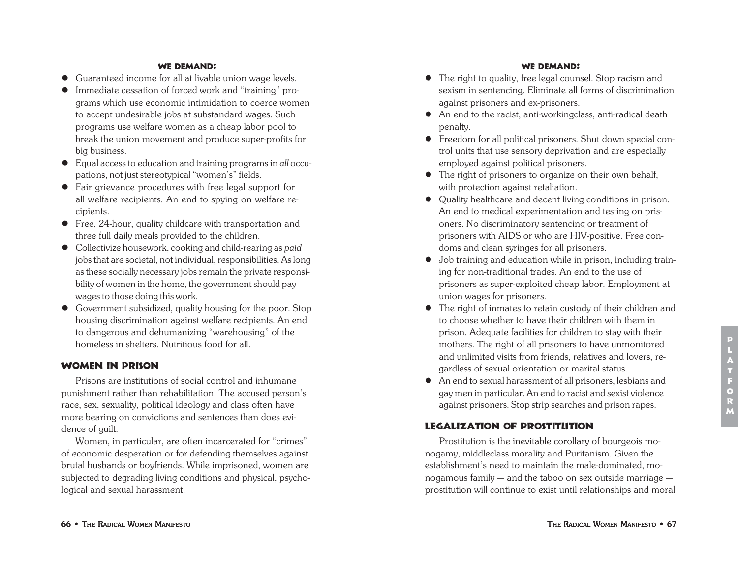#### WE DEMAND:

- Guaranteed income for all at livable union wage levels.
- Immediate cessation of forced work and "training" programs which use economic intimidation to coerce women to accept undesirable jobs at substandard wages. Such programs use welfare women as a cheap labor pool to break the union movement and produce super-profits for big business.
- Equal access to education and training programs in *all* occupations, not just stereotypical "women's" fields.
- Fair grievance procedures with free legal support for all welfare recipients. An end to spying on welfare recipients.
- Free, 24-hour, quality childcare with transportation and three full daily meals provided to the children.
- Collectivize housework, cooking and child-rearing as *paid* jobs that are societal, not individual, responsibilities. As long as these socially necessary jobs remain the private responsibility of women in the home, the government should pay wages to those doing this work.
- Government subsidized, quality housing for the poor. Stop housing discrimination against welfare recipients. An end to dangerous and dehumanizing "warehousing" of the homeless in shelters. Nutritious food for all.

## WOMEN IN PRISON

Prisons are institutions of social control and inhumane punishment rather than rehabilitation. The accused person's race, sex, sexuality, political ideology and class often have more bearing on convictions and sentences than does evidence of guilt.

Women, in particular, are often incarcerated for "crimes" of economic desperation or for defending themselves against brutal husbands or boyfriends. While imprisoned, women are subjected to degrading living conditions and physical, psychological and sexual harassment.

#### WE DEMAND:

- The right to quality, free legal counsel. Stop racism and sexism in sentencing. Eliminate all forms of discrimination against prisoners and ex-prisoners.
- An end to the racist, anti-workingclass, anti-radical death penalty.
- Freedom for all political prisoners. Shut down special control units that use sensory deprivation and are especially employed against political prisoners.
- The right of prisoners to organize on their own behalf, with protection against retaliation.
- Quality healthcare and decent living conditions in prison. An end to medical experimentation and testing on prisoners. No discriminatory sentencing or treatment of prisoners with AIDS or who are HIV-positive. Free condoms and clean syringes for all prisoners.
- Job training and education while in prison, including training for non-traditional trades. An end to the use of prisoners as super-exploited cheap labor. Employment at union wages for prisoners.
- The right of inmates to retain custody of their children and to choose whether to have their children with them in prison. Adequate facilities for children to stay with their mothers. The right of all prisoners to have unmonitored and unlimited visits from friends, relatives and lovers, regardless of sexual orientation or marital status.
- An end to sexual harassment of all prisoners, lesbians and gay men in particular. An end to racist and sexist violence against prisoners. Stop strip searches and prison rapes.

## LEGALIZATION OF PROSTITUTION

Prostitution is the inevitable corollary of bourgeois monogamy, middleclass morality and Puritanism. Given the establishment's need to maintain the male-dominated, monogamous family — and the taboo on sex outside marriage — prostitution will continue to exist until relationships and moral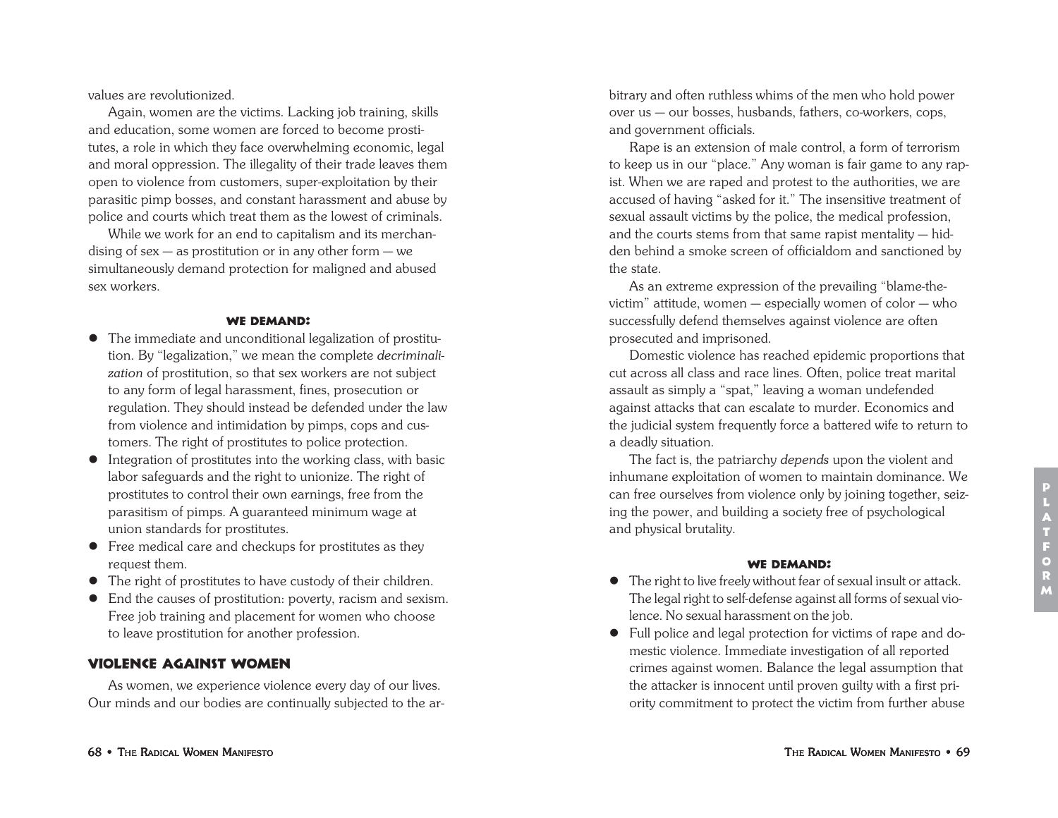values are revolutionized.

Again, women are the victims. Lacking job training, skills and education, some women are forced to become prostitutes, a role in which they face overwhelming economic, legal and moral oppression. The illegality of their trade leaves them open to violence from customers, super-exploitation by their parasitic pimp bosses, and constant harassment and abuse by police and courts which treat them as the lowest of criminals.

While we work for an end to capitalism and its merchandising of sex — as prostitution or in any other form — we simultaneously demand protection for maligned and abused sex workers.

**WE DEMAND:**

- The immediate and unconditional legalization of prostitution. By "legalization," we mean the complete *decriminalization* of prostitution, so that sex workers are not subject to any form of legal harassment, fines, prosecution or regulation. They should instead be defended under the law from violence and intimidation by pimps, cops and customers. The right of prostitutes to police protection.
- Integration of prostitutes into the working class, with basic labor safeguards and the right to unionize. The right of prostitutes to control their own earnings, free from the parasitism of pimps. A guaranteed minimum wage at union standards for prostitutes.
- Free medical care and checkups for prostitutes as they request them.
- The right of prostitutes to have custody of their children.
- End the causes of prostitution: poverty, racism and sexism. Free job training and placement for women who choose to leave prostitution for another profession.

## VIOLENCE AGAINST WOMEN

As women, we experience violence every day of our lives. Our minds and our bodies are continually subjected to the arbitrary and often ruthless whims of the men who hold power over us — our bosses, husbands, fathers, co-workers, cops, and government officials.

Rape is an extension of male control, a form of terrorism to keep us in our "place." Any woman is fair game to any rapist. When we are raped and protest to the authorities, we are accused of having "asked for it." The insensitive treatment of sexual assault victims by the police, the medical profession, and the courts stems from that same rapist mentality — hidden behind a smoke screen of officialdom and sanctioned by the state.

As an extreme expression of the prevailing "blame-the-victim" attitude, women — especially women of color — who successfully defend themselves against violence are often prosecuted and imprisoned.

Domestic violence has reached epidemic proportions that cut across all class and race lines. Often, police treat marital assault as simply a "spat," leaving a woman undefended against attacks that can escalate to murder. Economics and the judicial system frequently force a battered wife to return to a deadly situation.

The fact is, the patriarchy *depends* upon the violent and inhumane exploitation of women to maintain dominance. We can free ourselves from violence only by joining together, seizing the power, and building a society free of psychological and physical brutality.

**WE DEMAND:**

- The right to live freely without fear of sexual insult or attack. The legal right to self-defense against all forms of sexual violence. No sexual harassment on the job.
- Full police and legal protection for victims of rape and domestic violence. Immediate investigation of all reported crimes against women. Balance the legal assumption that the attacker is innocent until proven guilty with a first priority commitment to protect the victim from further abuse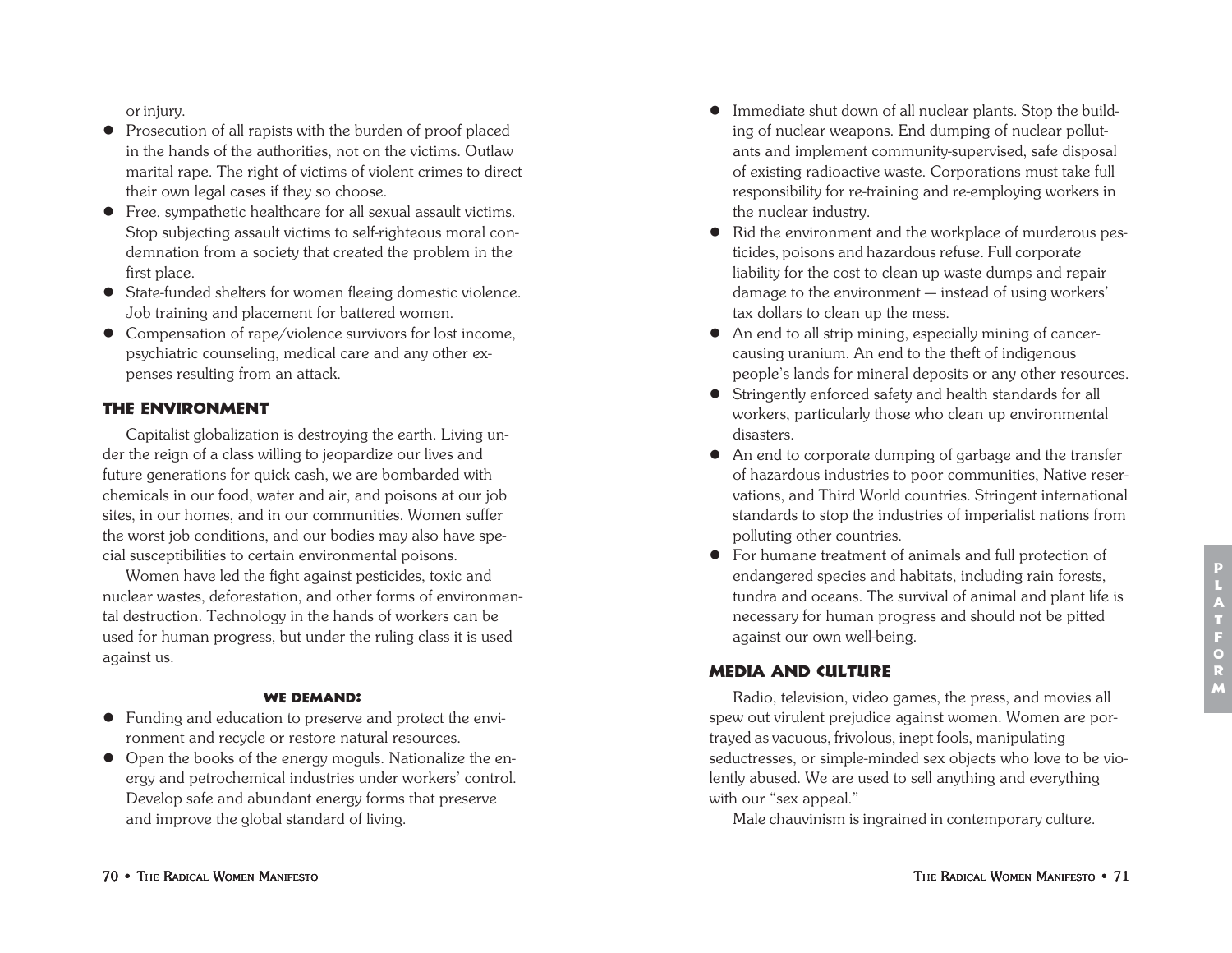or injury.

- Prosecution of all rapists with the burden of proof placed in the hands of the authorities, not on the victims. Outlaw marital rape. The right of victims of violent crimes to direct their own legal cases if they so choose.
- Free, sympathetic healthcare for all sexual assault victims. Stop subjecting assault victims to self-righteous moral condemnation from a society that created the problem in the first place.
- State-funded shelters for women fleeing domestic violence. Job training and placement for battered women.
- Compensation of rape/violence survivors for lost income, psychiatric counseling, medical care and any other expenses resulting from an attack.

## THE ENVIRONMENT

Capitalist globalization is destroying the earth. Living under the reign of a class willing to jeopardize our lives and future generations for quick cash, we are bombarded with chemicals in our food, water and air, and poisons at our job sites, in our homes, and in our communities. Women suffer the worst job conditions, and our bodies may also have special susceptibilities to certain environmental poisons.

Women have led the fight against pesticides, toxic and nuclear wastes, deforestation, and other forms of environmental destruction. Technology in the hands of workers can be used for human progress, but under the ruling class it is used against us.

**WE DEMAND:**

- Funding and education to preserve and protect the environment and recycle or restore natural resources.
- Open the books of the energy moguls. Nationalize the energy and petrochemical industries under workers' control. Develop safe and abundant energy forms that preserve and improve the global standard of living.
- Immediate shut down of all nuclear plants. Stop the building of nuclear weapons. End dumping of nuclear pollutants and implement community-supervised, safe disposal of existing radioactive waste. Corporations must take full responsibility for re-training and re-employing workers in the nuclear industry.
- Rid the environment and the workplace of murderous pesticides, poisons and hazardous refuse. Full corporate liability for the cost to clean up waste dumps and repair damage to the environment — instead of using workers' tax dollars to clean up the mess.
- An end to all strip mining, especially mining of cancer-causing uranium. An end to the theft of indigenous people's lands for mineral deposits or any other resources.
- Stringently enforced safety and health standards for all workers, particularly those who clean up environmental disasters.
- An end to corporate dumping of garbage and the transfer of hazardous industries to poor communities, Native reservations, and Third World countries. Stringent international standards to stop the industries of imperialist nations from polluting other countries.
- For humane treatment of animals and full protection of endangered species and habitats, including rain forests, tundra and oceans. The survival of animal and plant life is necessary for human progress and should not be pitted against our own well-being.

## MEDIA AND CULTURE

Radio, television, video games, the press, and movies all spew out virulent prejudice against women. Women are portrayed as vacuous, frivolous, inept fools, manipulating seductresses, or simple-minded sex objects who love to be violently abused. We are used to sell anything and everything with our "sex appeal."

Male chauvinism is ingrained in contemporary culture.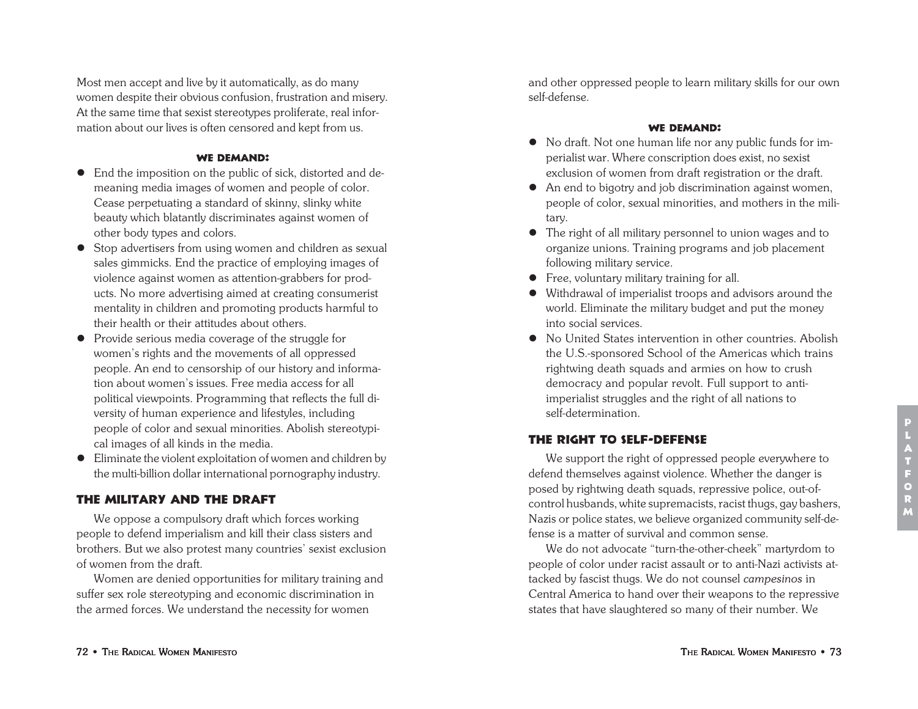Most men accept and live by it automatically, as do many women despite their obvious confusion, frustration and misery. At the same time that sexist stereotypes proliferate, real information about our lives is often censored and kept from us.

**WE DEMAND:**

- End the imposition on the public of sick, distorted and demeaning media images of women and people of color. Cease perpetuating a standard of skinny, slinky white beauty which blatantly discriminates against women of other body types and colors.
- Stop advertisers from using women and children as sexual sales gimmicks. End the practice of employing images of violence against women as attention-grabbers for products. No more advertising aimed at creating consumerist mentality in children and promoting products harmful to their health or their attitudes about others.
- Provide serious media coverage of the struggle for women's rights and the movements of all oppressed people. An end to censorship of our history and information about women's issues. Free media access for all political viewpoints. Programming that reflects the full diversity of human experience and lifestyles, including people of color and sexual minorities. Abolish stereotypical images of all kinds in the media.
- Eliminate the violent exploitation of women and children by the multi-billion dollar international pornography industry.

## THE MILITARY AND THE DRAFT

We oppose a compulsory draft which forces working people to defend imperialism and kill their class sisters and brothers. But we also protest many countries' sexist exclusion of women from the draft.

Women are denied opportunities for military training and suffer sex role stereotyping and economic discrimination in the armed forces. We understand the necessity for women and other oppressed people to learn military skills for our own self-defense.

**WE DEMAND:**

- No draft. Not one human life nor any public funds for imperialist war. Where conscription does exist, no sexist exclusion of women from draft registration or the draft.
- An end to bigotry and job discrimination against women, people of color, sexual minorities, and mothers in the military.
- The right of all military personnel to union wages and to organize unions. Training programs and job placement following military service.
- Free, voluntary military training for all.
- Withdrawal of imperialist troops and advisors around the world. Eliminate the military budget and put the money into social services.
- No United States intervention in other countries. Abolish the U.S.-sponsored School of the Americas which trains rightwing death squads and armies on how to crush democracy and popular revolt. Full support to anti-imperialist struggles and the right of all nations to self-determination.

## THE RIGHT TO SELF-DEFENSE

We support the right of oppressed people everywhere to defend themselves against violence. Whether the danger is posed by rightwing death squads, repressive police, out-of-control husbands, white supremacists, racist thugs, gay bashers, Nazis or police states, we believe organized community self-defense is a matter of survival and common sense.

We do not advocate "turn-the-other-cheek" martyrdom to people of color under racist assault or to anti-Nazi activists attacked by fascist thugs. We do not counsel *campesinos* in Central America to hand over their weapons to the repressive states that have slaughtered so many of their number. We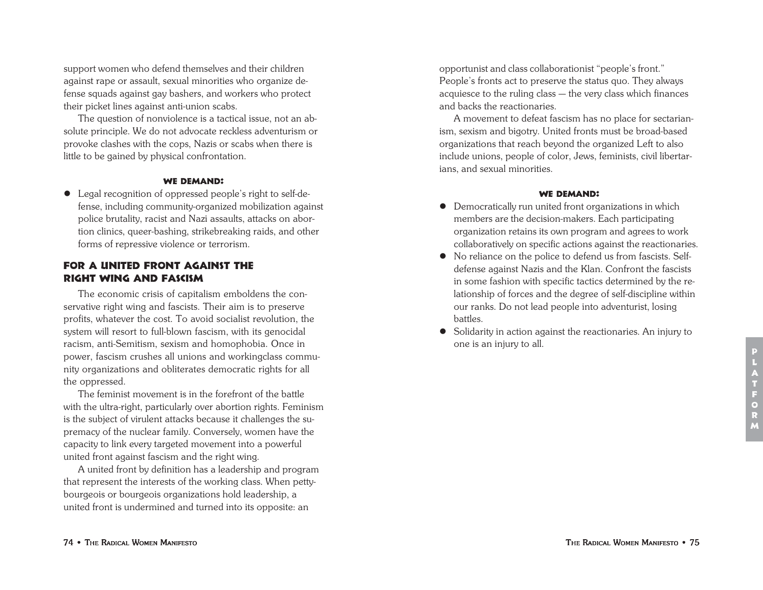support women who defend themselves and their children against rape or assault, sexual minorities who organize defense squads against gay bashers, and workers who protect their picket lines against anti-union scabs.

The question of nonviolence is a tactical issue, not an absolute principle. We do not advocate reckless adventurism or provoke clashes with the cops, Nazis or scabs when there is little to be gained by physical confrontation.

**WE DEMAND:**

- Legal recognition of oppressed people's right to self-defense, including community-organized mobilization against police brutality, racist and Nazi assaults, attacks on abortion clinics, queer-bashing, strikebreaking raids, and other forms of repressive violence or terrorism.

## FOR A UNITED FRONT AGAINST THE RIGHT WING AND FASCISM

The economic crisis of capitalism emboldens the conservative right wing and fascists. Their aim is to preserve profits, whatever the cost. To avoid socialist revolution, the system will resort to full-blown fascism, with its genocidal racism, anti-Semitism, sexism and homophobia. Once in power, fascism crushes all unions and workingclass community organizations and obliterates democratic rights for all the oppressed.

The feminist movement is in the forefront of the battle with the ultra-right, particularly over abortion rights. Feminism is the subject of virulent attacks because it challenges the supremacy of the nuclear family. Conversely, women have the capacity to link *every* targeted movement into a powerful united front against fascism and the right wing.

A united front by definition has a leadership and program that represent the interests of the working class. When petty-bourgeois or bourgeois organizations hold leadership, a united front is undermined and turned into its opposite: an opportunist and class collaborationist "people's front." People's fronts act to preserve the status quo. They always acquiesce to the ruling class — the *very* class which finances and backs the reactionaries.

A movement to defeat fascism has no place for sectarianism, sexism and bigotry. United fronts must be broad-based organizations that reach beyond the organized Left to also include unions, people of color, Jews, feminists, civil libertarians, and sexual minorities.

**WE DEMAND:**

- Democratically run united front organizations in which members are the decision-makers. Each participating organization retains its own program and agrees to work collaboratively on specific actions against the reactionaries.
- No reliance on the police to defend us from fascists. Self-defense against Nazis and the Klan. Confront the fascists in some fashion with specific tactics determined by the relationship of forces and the degree of self-discipline within our ranks. Do not lead people into adventurist, losing battles.
- Solidarity in action against the reactionaries. An injury to one is an injury to all.